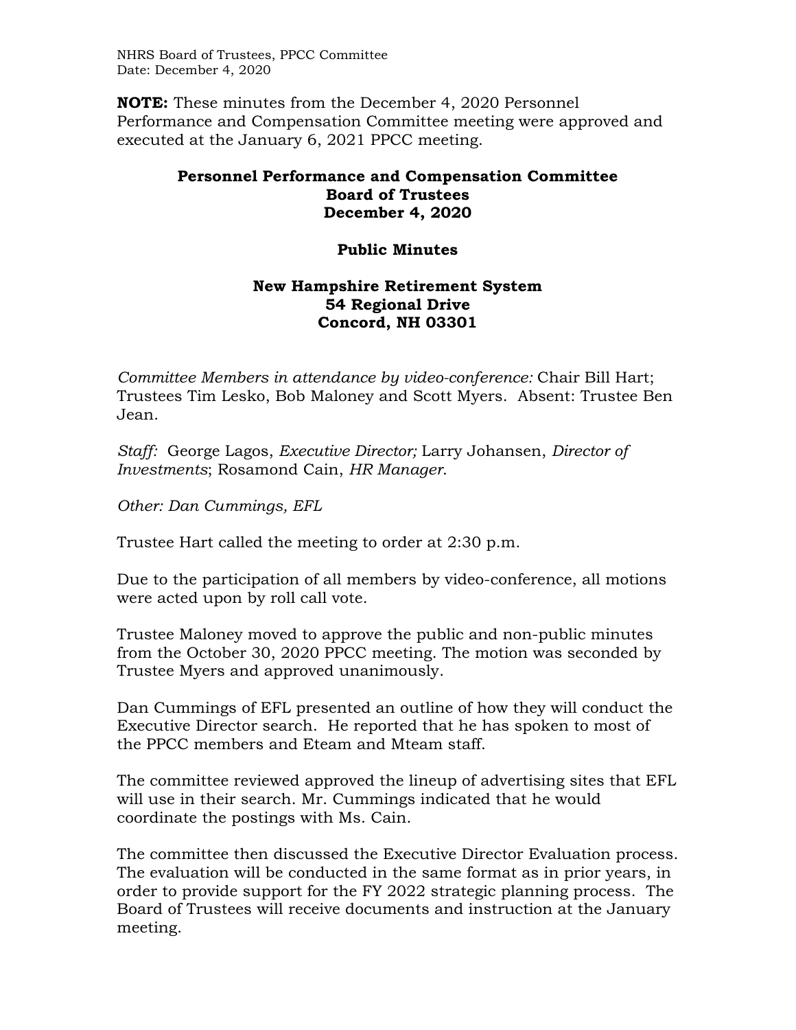**NOTE:** These minutes from the December 4, 2020 Personnel Performance and Compensation Committee meeting were approved and executed at the January 6, 2021 PPCC meeting.

# Personnel Performance and Compensation Committee
## Board of Trustees
## December 4, 2020

## Public Minutes

### New Hampshire Retirement System
### 54 Regional Drive
### Concord, NH 03301

*Committee Members in attendance by video-conference:* Chair Bill Hart; Trustees Tim Lesko, Bob Maloney and Scott Myers. Absent: Trustee Ben Jean.

*Staff:* George Lagos, *Executive Director;* Larry Johansen, *Director of Investments*; Rosamond Cain, *HR Manager*.

*Other: Dan Cummings, EFL*

Trustee Hart called the meeting to order at 2:30 p.m.

Due to the participation of all members by video-conference, all motions were acted upon by roll call vote.

Trustee Maloney moved to approve the public and non-public minutes from the October 30, 2020 PPCC meeting. The motion was seconded by Trustee Myers and approved unanimously.

Dan Cummings of EFL presented an outline of how they will conduct the Executive Director search. He reported that he has spoken to most of the PPCC members and Eteam and Mteam staff.

The committee reviewed approved the lineup of advertising sites that EFL will use in their search. Mr. Cummings indicated that he would coordinate the postings with Ms. Cain.

The committee then discussed the Executive Director Evaluation process. The evaluation will be conducted in the same format as in prior years, in order to provide support for the FY 2022 strategic planning process. The Board of Trustees will receive documents and instruction at the January meeting.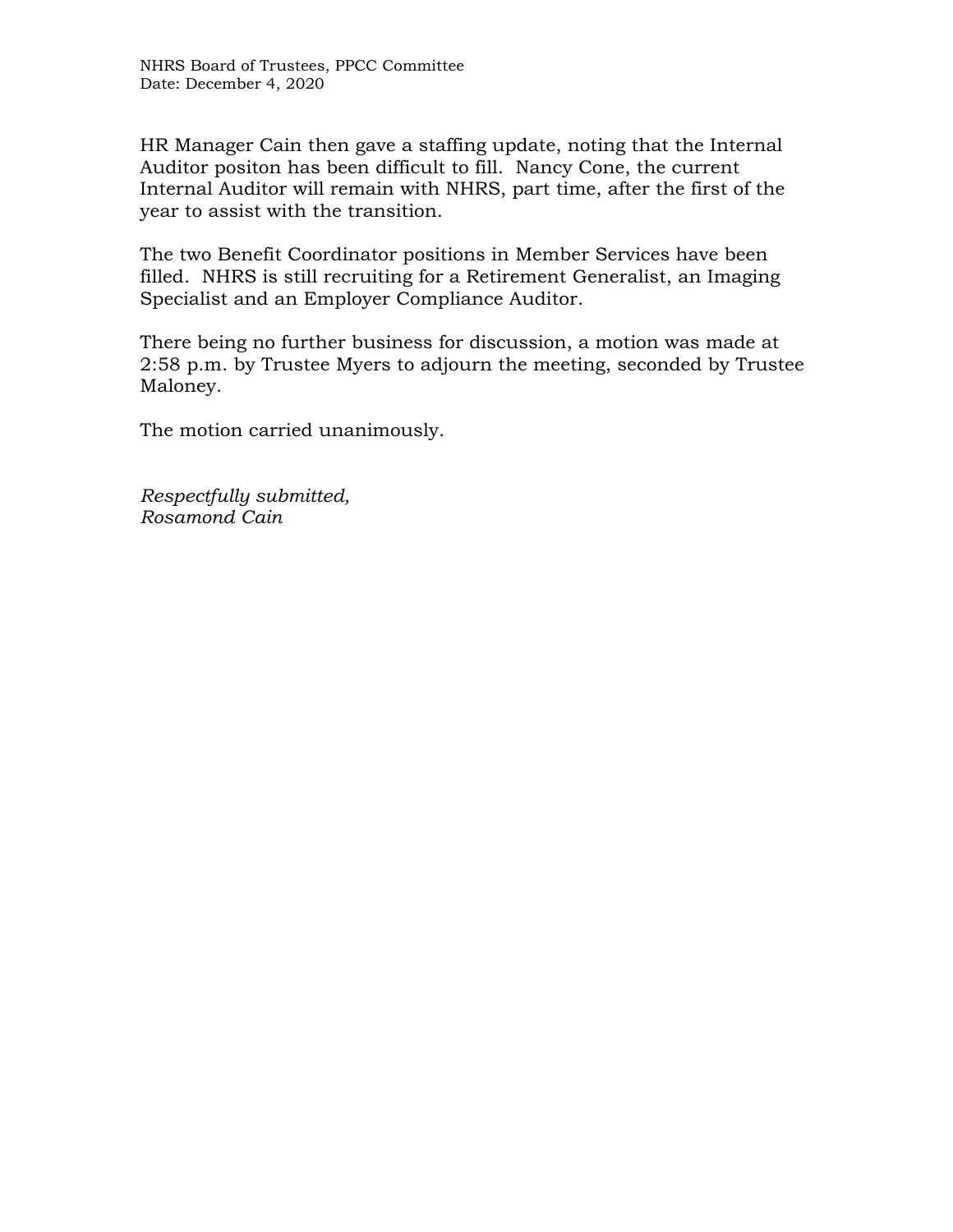HR Manager Cain then gave a staffing update, noting that the Internal Auditor positon has been difficult to fill. Nancy Cone, the current Internal Auditor will remain with NHRS, part time, after the first of the year to assist with the transition.

The two Benefit Coordinator positions in Member Services have been filled. NHRS is still recruiting for a Retirement Generalist, an Imaging Specialist and an Employer Compliance Auditor.

There being no further business for discussion, a motion was made at 2:58 p.m. by Trustee Myers to adjourn the meeting, seconded by Trustee Maloney.

The motion carried unanimously.

*Respectfully submitted,*
*Rosamond Cain*